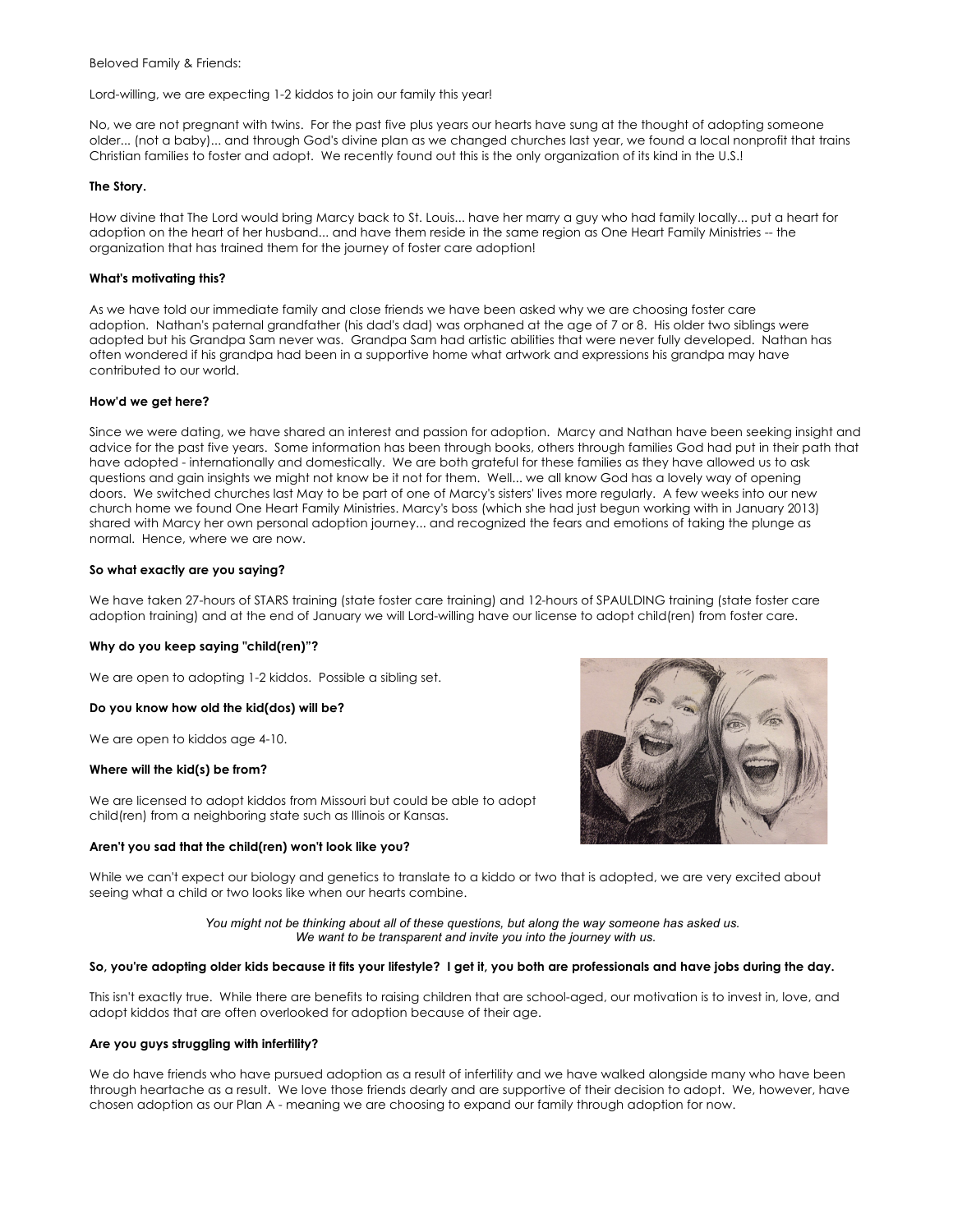Beloved Family & Friends:

Lord-willing, we are expecting 1-2 kiddos to join our family this year!

No, we are not pregnant with twins. For the past five plus years our hearts have sung at the thought of adopting someone older... (not a baby)... and through God's divine plan as we changed churches last year, we found a local nonprofit that trains Christian families to foster and adopt. We recently found out this is the only organization of its kind in the U.S.!

**The Story.**

How divine that The Lord would bring Marcy back to St. Louis... have her marry a guy who had family locally... put a heart for adoption on the heart of her husband... and have them reside in the same region as One Heart Family Ministries -- the organization that has trained them for the journey of foster care adoption!

**What's motivating this?**

As we have told our immediate family and close friends we have been asked why we are choosing foster care adoption. Nathan's paternal grandfather (his dad's dad) was orphaned at the age of 7 or 8. His older two siblings were adopted but his Grandpa Sam never was. Grandpa Sam had artistic abilities that were never fully developed. Nathan has often wondered if his grandpa had been in a supportive home what artwork and expressions his grandpa may have contributed to our world.

**How'd we get here?**

Since we were dating, we have shared an interest and passion for adoption. Marcy and Nathan have been seeking insight and advice for the past five years. Some information has been through books, others through families God had put in their path that have adopted - internationally and domestically. We are both grateful for these families as they have allowed us to ask questions and gain insights we might not know be it not for them. Well... we all know God has a lovely way of opening doors. We switched churches last May to be part of one of Marcy's sisters' lives more regularly. A few weeks into our new church home we found One Heart Family Ministries. Marcy's boss (which she had just begun working with in January 2013) shared with Marcy her own personal adoption journey... and recognized the fears and emotions of taking the plunge as normal. Hence, where we are now.

**So what exactly are you saying?**

We have taken 27-hours of STARS training (state foster care training) and 12-hours of SPAULDING training (state foster care adoption training) and at the end of January we will Lord-willing have our license to adopt child(ren) from foster care.

**Why do you keep saying "child(ren)"?**

We are open to adopting 1-2 kiddos. Possible a sibling set.

**Do you know how old the kid(dos) will be?**

We are open to kiddos age 4-10.

**Where will the kid(s) be from?**

We are licensed to adopt kiddos from Missouri but could be able to adopt child(ren) from a neighboring state such as Illinois or Kansas.

**Aren't you sad that the child(ren) won't look like you?**

While we can't expect our biology and genetics to translate to a kiddo or two that is adopted, we are very excited about seeing what a child or two looks like when our hearts combine.

*You might not be thinking about all of these questions, but along the way someone has asked us.*
*We want to be transparent and invite you into the journey with us.*

**So, you're adopting older kids because it fits your lifestyle? I get it, you both are professionals and have jobs during the day.**

This isn't exactly true. While there are benefits to raising children that are school-aged, our motivation is to invest in, love, and adopt kiddos that are often overlooked for adoption because of their age.

**Are you guys struggling with infertility?**

We do have friends who have pursued adoption as a result of infertility and we have walked alongside many who have been through heartache as a result. We love those friends dearly and are supportive of their decision to adopt. We, however, have chosen adoption as our Plan A - meaning we are choosing to expand our family through adoption for now.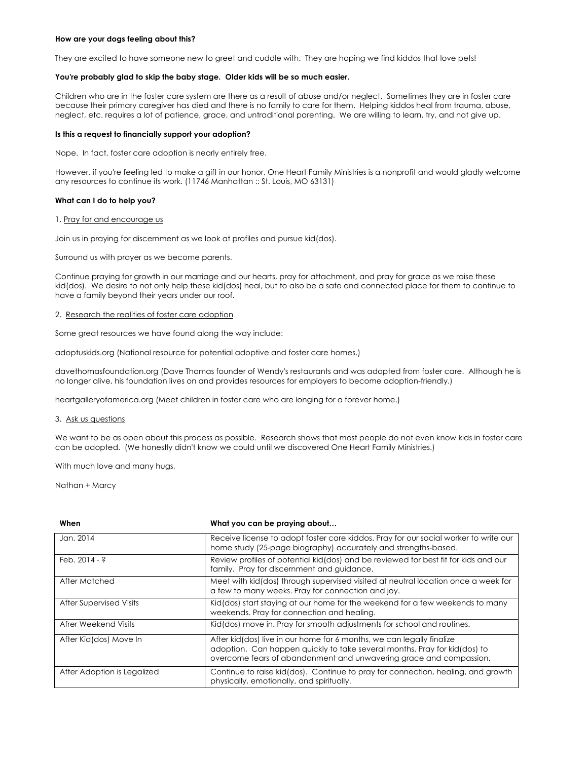**How are your dogs feeling about this?**

They are excited to have someone new to greet and cuddle with. They are hoping we find kiddos that love pets!

**You're probably glad to skip the baby stage. Older kids will be so much easier.**

Children who are in the foster care system are there as a result of abuse and/or neglect. Sometimes they are in foster care because their primary caregiver has died and there is no family to care for them. Helping kiddos heal from trauma, abuse, neglect, etc. requires a lot of patience, grace, and untraditional parenting. We are willing to learn, try, and not give up.

**Is this a request to financially support your adoption?**

Nope. In fact, foster care adoption is nearly entirely free.

However, if you're feeling led to make a gift in our honor, One Heart Family Ministries is a nonprofit and would gladly welcome any resources to continue its work. (11746 Manhattan :: St. Louis, MO 63131)

**What can I do to help you?**

1. <u>Pray for and encourage us</u>

Join us in praying for discernment as we look at profiles and pursue kid(dos).

Surround us with prayer as we become parents.

Continue praying for growth in our marriage and our hearts, pray for attachment, and pray for grace as we raise these kid(dos). We desire to not only help these kid(dos) heal, but to also be a safe and connected place for them to continue to have a family beyond their years under our roof.

2. <u>Research the realities of foster care adoption</u>

Some great resources we have found along the way include:

adoptuskids.org (National resource for potential adoptive and foster care homes.)

davethomasfoundation.org (Dave Thomas founder of Wendy's restaurants and was adopted from foster care. Although he is no longer alive, his foundation lives on and provides resources for employers to become adoption-friendly.)

heartgalleryofamerica.org (Meet children in foster care who are longing for a forever home.)

3. <u>Ask us questions</u>

We want to be as open about this process as possible. Research shows that most people do not even know kids in foster care can be adopted. (We honestly didn't know we could until we discovered One Heart Family Ministries.)

With much love and many hugs,

Nathan + Marcy

| When | What you can be praying about… |
|---|---|
| Jan. 2014 | Receive license to adopt foster care kiddos. Pray for our social worker to write our home study (25-page biography) accurately and strengths-based. |
| Feb. 2014 - ? | Review profiles of potential kid(dos) and be reviewed for best fit for kids and our family. Pray for discernment and guidance. |
| After Matched | Meet with kid(dos) through supervised visited at neutral location once a week for a few to many weeks. Pray for connection and joy. |
| After Supervised Visits | Kid(dos) start staying at our home for the weekend for a few weekends to many weekends. Pray for connection and healing. |
| Afrer Weekend Visits | Kid(dos) move in. Pray for smooth adjustments for school and routines. |
| After Kid(dos) Move In | After kid(dos) live in our home for 6 months, we can legally finalize adoption. Can happen quickly to take several months. Pray for kid(dos) to overcome fears of abandonment and unwavering grace and compassion. |
| After Adoption is Legalized | Continue to raise kid(dos). Continue to pray for connection, healing, and growth physically, emotionally, and spiritually. |